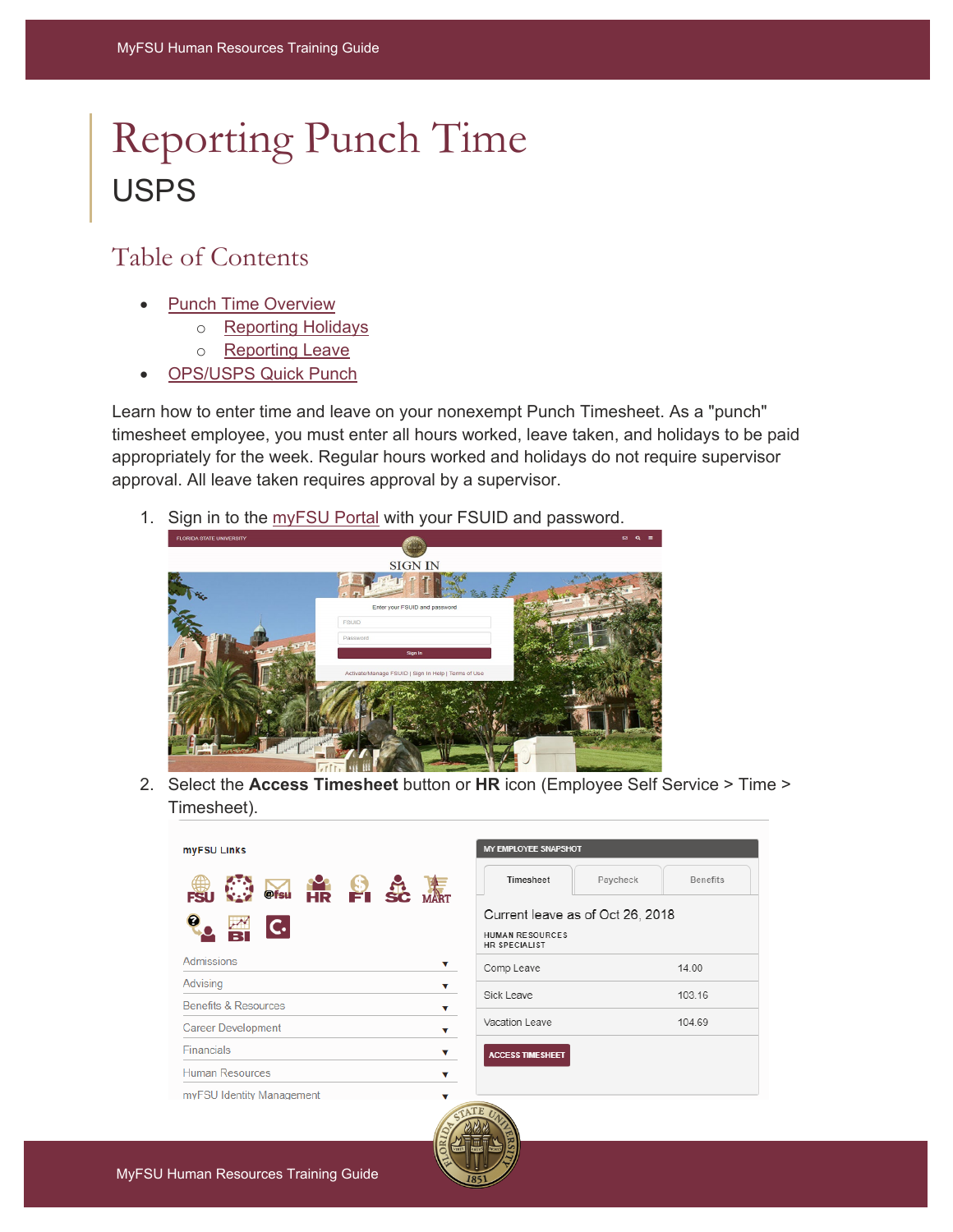# Reporting Punch Time

## USPS

## Table of Contents

- Punch Time Overview
  - Reporting Holidays
  - Reporting Leave
- OPS/USPS Quick Punch

Learn how to enter time and leave on your nonexempt Punch Timesheet. As a "punch" timesheet employee, you must enter all hours worked, leave taken, and holidays to be paid appropriately for the week. Regular hours worked and holidays do not require supervisor approval. All leave taken requires approval by a supervisor.

1. Sign in to the myFSU Portal with your FSUID and password.

2. Select the **Access Timesheet** button or **HR** icon (Employee Self Service > Time > Timesheet).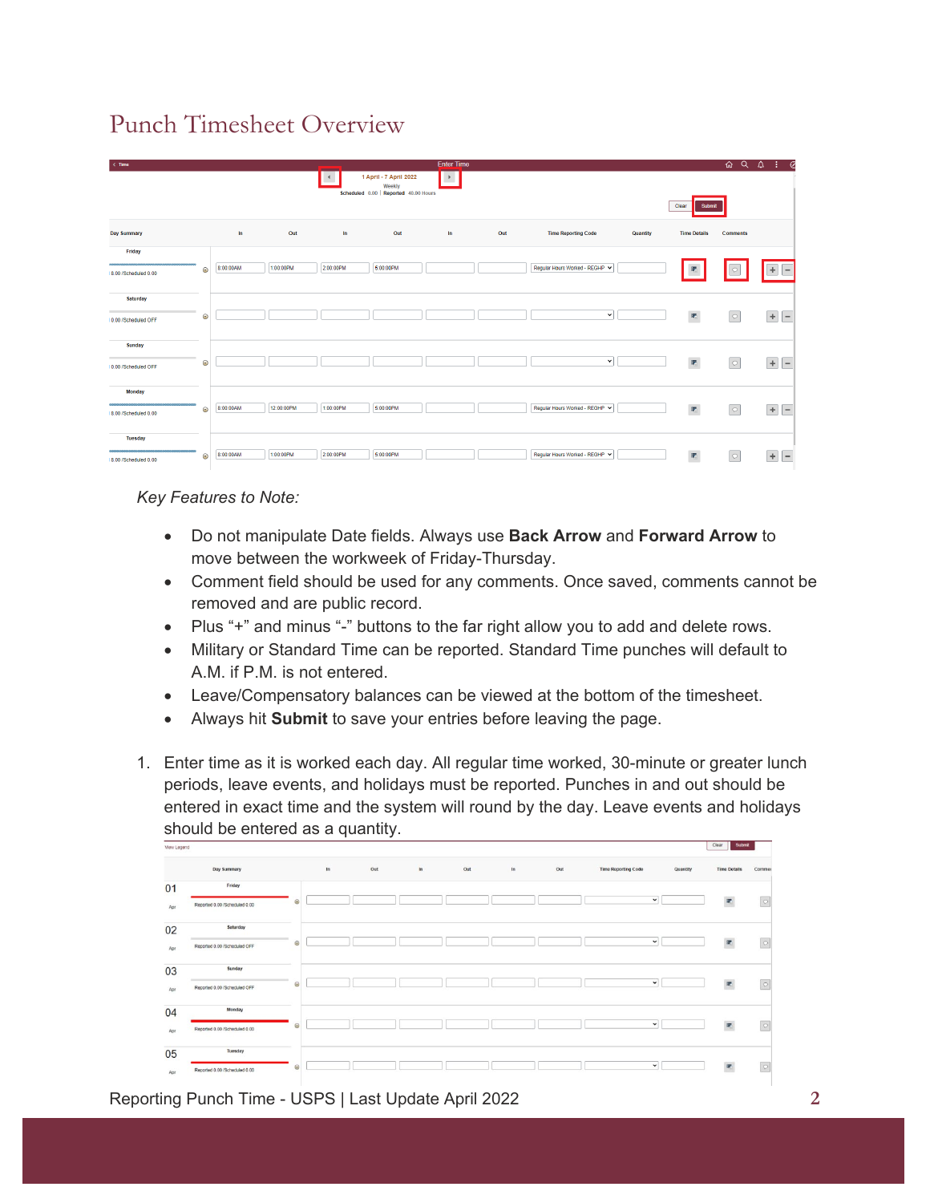# Punch Timesheet Overview

*Key Features to Note:*

- Do not manipulate Date fields. Always use **Back Arrow** and **Forward Arrow** to move between the workweek of Friday-Thursday.
- Comment field should be used for any comments. Once saved, comments cannot be removed and are public record.
- Plus "+" and minus "-" buttons to the far right allow you to add and delete rows.
- Military or Standard Time can be reported. Standard Time punches will default to A.M. if P.M. is not entered.
- Leave/Compensatory balances can be viewed at the bottom of the timesheet.
- Always hit **Submit** to save your entries before leaving the page.

1. Enter time as it is worked each day. All regular time worked, 30-minute or greater lunch periods, leave events, and holidays must be reported. Punches in and out should be entered in exact time and the system will round by the day. Leave events and holidays should be entered as a quantity.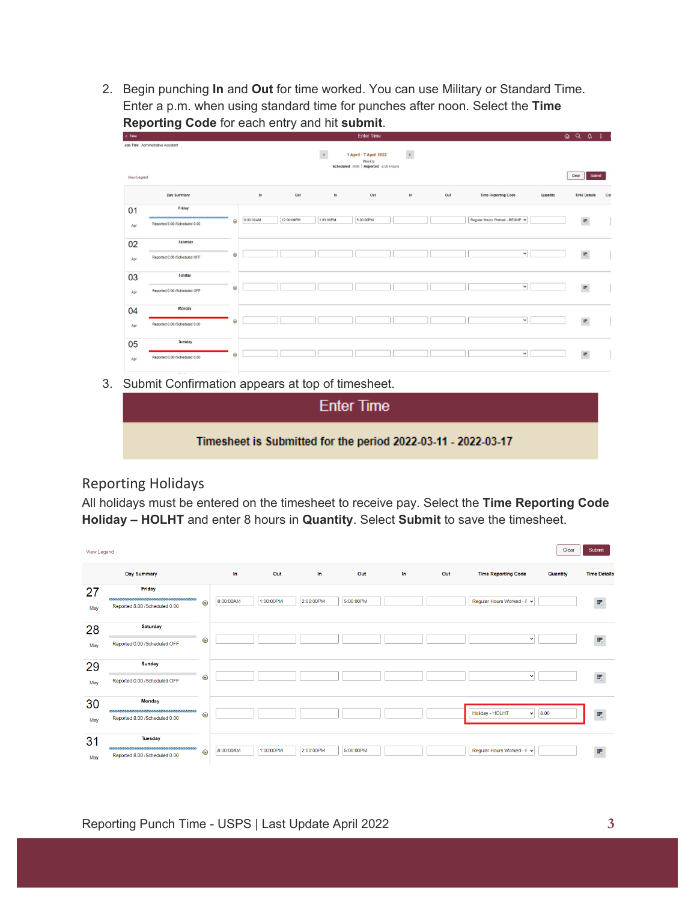2. Begin punching **In** and **Out** for time worked. You can use Military or Standard Time. Enter a p.m. when using standard time for punches after noon. Select the **Time Reporting Code** for each entry and hit **submit**.

3. Submit Confirmation appears at top of timesheet.

## Reporting Holidays

All holidays must be entered on the timesheet to receive pay. Select the **Time Reporting Code Holiday – HOLHT** and enter 8 hours in **Quantity**. Select **Submit** to save the timesheet.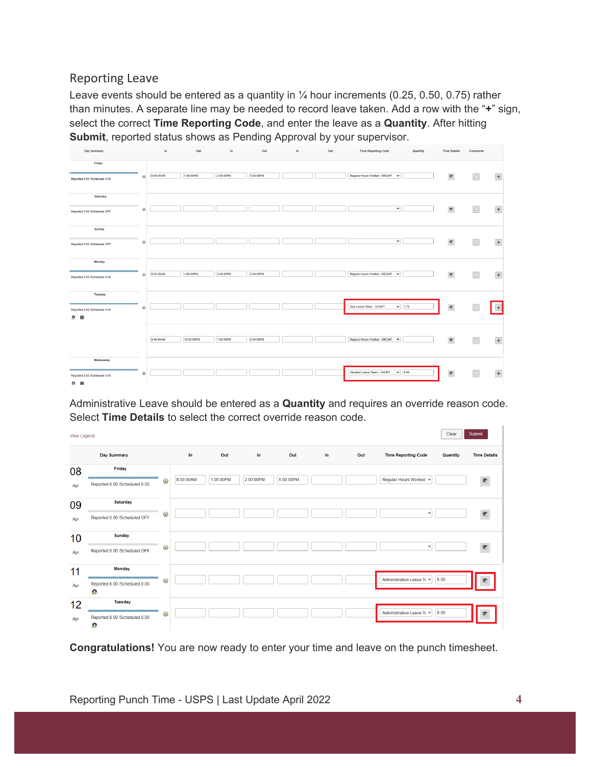## Reporting Leave

Leave events should be entered as a quantity in ¼ hour increments (0.25, 0.50, 0.75) rather than minutes. A separate line may be needed to record leave taken. Add a row with the "**+**" sign, select the correct **Time Reporting Code**, and enter the leave as a **Quantity**. After hitting **Submit**, reported status shows as Pending Approval by your supervisor.

| Day Summary | In | Out | In | Out | In | Out | Time Reporting Code | Quantity | Time Details | Comments |
|---|---|---|---|---|---|---|---|---|---|---|
| Friday – Reported 8.00 /Scheduled 0.00 | 8:00:00AM | 1:00:00PM | 2:00:00PM | 5:00:00PM | | | Regular Hours Worked - REGHP | | | |
| Saturday – Reported 0.00 /Scheduled OFF | | | | | | | | | | |
| Sunday – Reported 0.00 /Scheduled OFF | | | | | | | | | | |
| Monday – Reported 8.00 /Scheduled 0.00 | 8:00:00AM | 1:00:00PM | 2:00:00PM | 5:00:00PM | | | Regular Hours Worked - REGHP | | | |
| Tuesday – Reported 8.00 /Scheduled 0.00 | | | | | | | Sick Leave Taken - SCKHT | 1.75 | | |
| | 9:45:00AM | 12:00:00PM | 1:00:00PM | 5:00:00PM | | | Regular Hours Worked - REGHP | | | |
| Wednesday – Reported 8.00 /Scheduled 0.00 | | | | | | | Vacation Leave Taken - VACHT | 8.00 | | |

Administrative Leave should be entered as a **Quantity** and requires an override reason code. Select **Time Details** to select the correct override reason code.

View Legend | Clear | Submit

| Day Summary | In | Out | In | Out | In | Out | Time Reporting Code | Quantity | Time Details |
|---|---|---|---|---|---|---|---|---|---|
| 08 Apr Friday – Reported 8.00 /Scheduled 0.00 | 8:00:00AM | 1:00:00PM | 2:00:00PM | 5:00:00PM | | | Regular Hours Worked | | |
| 09 Apr Saturday – Reported 0.00 /Scheduled OFF | | | | | | | | | |
| 10 Apr Sunday – Reported 0.00 /Scheduled OFF | | | | | | | | | |
| 11 Apr Monday – Reported 8.00 /Scheduled 0.00 | | | | | | | Administrative Leave Ta | 8.00 | |
| 12 Apr Tuesday – Reported 8.00 /Scheduled 0.00 | | | | | | | Administrative Leave Ta | 8.00 | |

**Congratulations!** You are now ready to enter your time and leave on the punch timesheet.

Reporting Punch Time - USPS | Last Update April 2022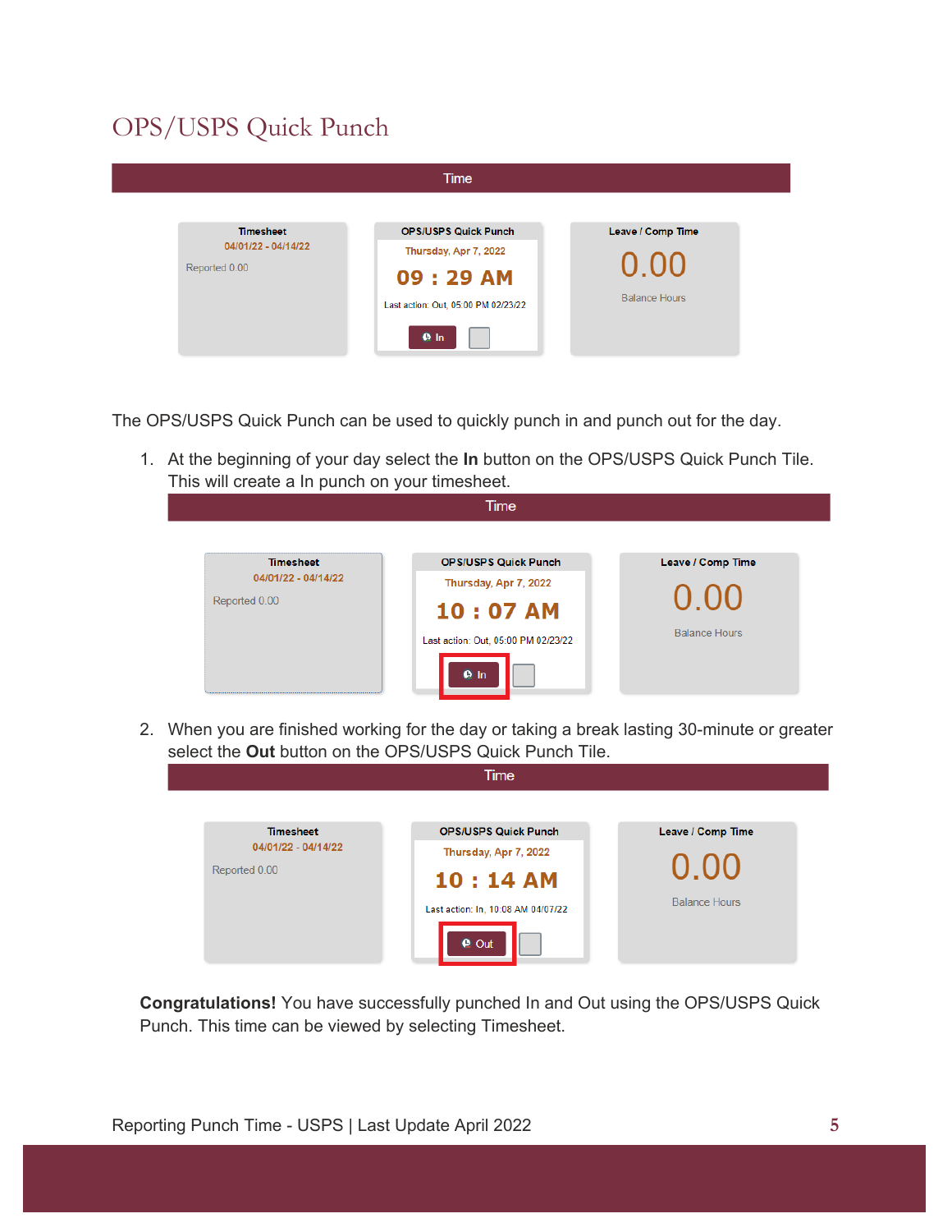# OPS/USPS Quick Punch

Time

Timesheet
04/01/22 - 04/14/22
Reported 0.00

OPS/USPS Quick Punch
Thursday, Apr 7, 2022
09 : 29 AM
Last action: Out, 05:00 PM 02/23/22
In

Leave / Comp Time
0.00
Balance Hours

The OPS/USPS Quick Punch can be used to quickly punch in and punch out for the day.

1. At the beginning of your day select the **In** button on the OPS/USPS Quick Punch Tile. This will create a In punch on your timesheet.

Time

Timesheet
04/01/22 - 04/14/22
Reported 0.00

OPS/USPS Quick Punch
Thursday, Apr 7, 2022
10 : 07 AM
Last action: Out, 05:00 PM 02/23/22
In

Leave / Comp Time
0.00
Balance Hours

2. When you are finished working for the day or taking a break lasting 30-minute or greater select the **Out** button on the OPS/USPS Quick Punch Tile.

Time

Timesheet
04/01/22 - 04/14/22
Reported 0.00

OPS/USPS Quick Punch
Thursday, Apr 7, 2022
10 : 14 AM
Last action: In, 10:08 AM 04/07/22
Out

Leave / Comp Time
0.00
Balance Hours

**Congratulations!** You have successfully punched In and Out using the OPS/USPS Quick Punch. This time can be viewed by selecting Timesheet.